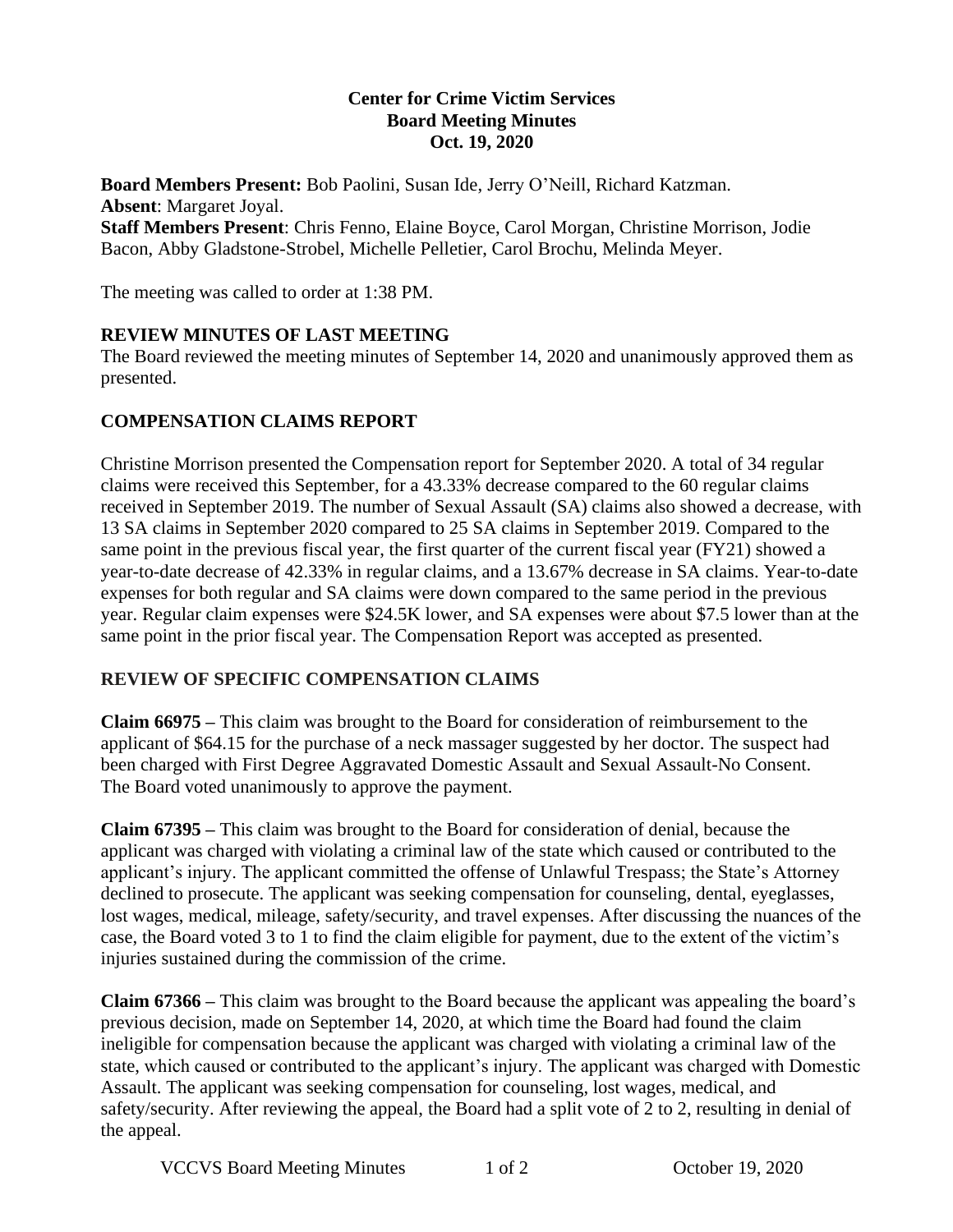**Center for Crime Victim Services**
**Board Meeting Minutes**
**Oct. 19, 2020**

**Board Members Present:** Bob Paolini, Susan Ide, Jerry O'Neill, Richard Katzman.
**Absent**: Margaret Joyal.
**Staff Members Present**: Chris Fenno, Elaine Boyce, Carol Morgan, Christine Morrison, Jodie Bacon, Abby Gladstone-Strobel, Michelle Pelletier, Carol Brochu, Melinda Meyer.

The meeting was called to order at 1:38 PM.

## REVIEW MINUTES OF LAST MEETING

The Board reviewed the meeting minutes of September 14, 2020 and unanimously approved them as presented.

## COMPENSATION CLAIMS REPORT

Christine Morrison presented the Compensation report for September 2020. A total of 34 regular claims were received this September, for a 43.33% decrease compared to the 60 regular claims received in September 2019. The number of Sexual Assault (SA) claims also showed a decrease, with 13 SA claims in September 2020 compared to 25 SA claims in September 2019. Compared to the same point in the previous fiscal year, the first quarter of the current fiscal year (FY21) showed a year-to-date decrease of 42.33% in regular claims, and a 13.67% decrease in SA claims. Year-to-date expenses for both regular and SA claims were down compared to the same period in the previous year. Regular claim expenses were $24.5K lower, and SA expenses were about $7.5 lower than at the same point in the prior fiscal year. The Compensation Report was accepted as presented.

## REVIEW OF SPECIFIC COMPENSATION CLAIMS

**Claim 66975 –** This claim was brought to the Board for consideration of reimbursement to the applicant of $64.15 for the purchase of a neck massager suggested by her doctor. The suspect had been charged with First Degree Aggravated Domestic Assault and Sexual Assault-No Consent. The Board voted unanimously to approve the payment.

**Claim 67395 –** This claim was brought to the Board for consideration of denial, because the applicant was charged with violating a criminal law of the state which caused or contributed to the applicant's injury. The applicant committed the offense of Unlawful Trespass; the State's Attorney declined to prosecute. The applicant was seeking compensation for counseling, dental, eyeglasses, lost wages, medical, mileage, safety/security, and travel expenses. After discussing the nuances of the case, the Board voted 3 to 1 to find the claim eligible for payment, due to the extent of the victim's injuries sustained during the commission of the crime.

**Claim 67366 –** This claim was brought to the Board because the applicant was appealing the board's previous decision, made on September 14, 2020, at which time the Board had found the claim ineligible for compensation because the applicant was charged with violating a criminal law of the state, which caused or contributed to the applicant's injury. The applicant was charged with Domestic Assault. The applicant was seeking compensation for counseling, lost wages, medical, and safety/security. After reviewing the appeal, the Board had a split vote of 2 to 2, resulting in denial of the appeal.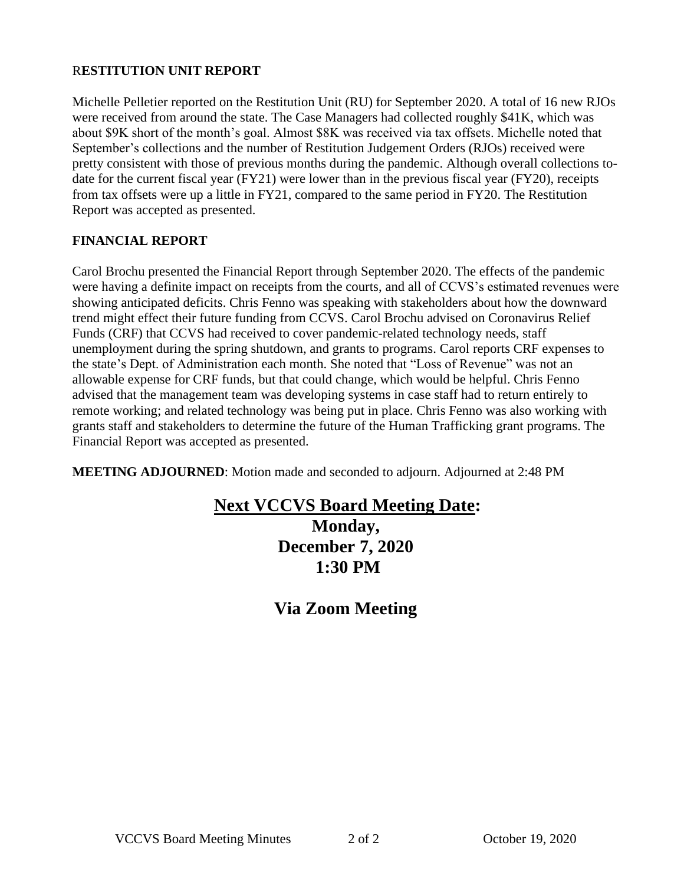**RESTITUTION UNIT REPORT**

Michelle Pelletier reported on the Restitution Unit (RU) for September 2020. A total of 16 new RJOs were received from around the state. The Case Managers had collected roughly $41K, which was about $9K short of the month's goal. Almost $8K was received via tax offsets. Michelle noted that September's collections and the number of Restitution Judgement Orders (RJOs) received were pretty consistent with those of previous months during the pandemic. Although overall collections to-date for the current fiscal year (FY21) were lower than in the previous fiscal year (FY20), receipts from tax offsets were up a little in FY21, compared to the same period in FY20. The Restitution Report was accepted as presented.

**FINANCIAL REPORT**

Carol Brochu presented the Financial Report through September 2020. The effects of the pandemic were having a definite impact on receipts from the courts, and all of CCVS's estimated revenues were showing anticipated deficits. Chris Fenno was speaking with stakeholders about how the downward trend might effect their future funding from CCVS. Carol Brochu advised on Coronavirus Relief Funds (CRF) that CCVS had received to cover pandemic-related technology needs, staff unemployment during the spring shutdown, and grants to programs. Carol reports CRF expenses to the state's Dept. of Administration each month. She noted that "Loss of Revenue" was not an allowable expense for CRF funds, but that could change, which would be helpful. Chris Fenno advised that the management team was developing systems in case staff had to return entirely to remote working; and related technology was being put in place. Chris Fenno was also working with grants staff and stakeholders to determine the future of the Human Trafficking grant programs. The Financial Report was accepted as presented.

**MEETING ADJOURNED**: Motion made and seconded to adjourn. Adjourned at 2:48 PM

**Next VCCVS Board Meeting Date:**
**Monday,**
**December 7, 2020**
**1:30 PM**

**Via Zoom Meeting**